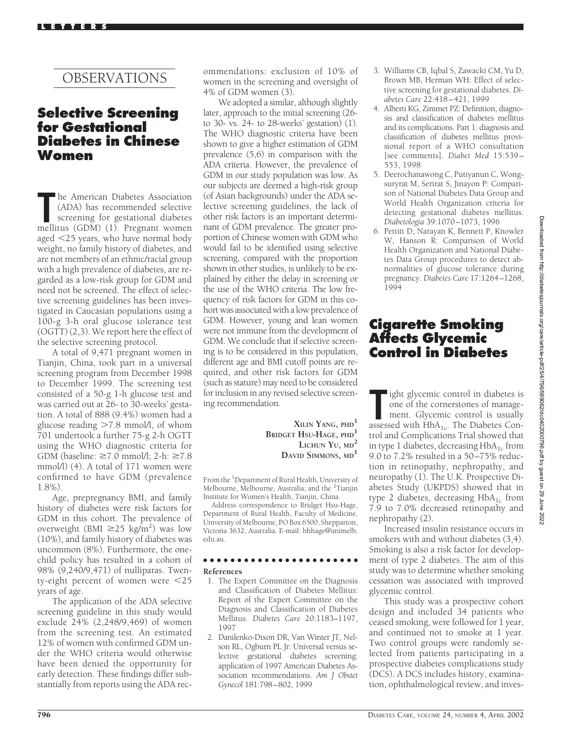# OBSERVATIONS

## Selective Screening for Gestational Diabetes in Chinese Women

The American Diabetes Association (ADA) has recommended selective screening for gestational diabetes mellitus (GDM) (1). Pregnant women aged <25 years, who have normal body weight, no family history of diabetes, and are not members of an ethnic/racial group with a high prevalence of diabetes, are regarded as a low-risk group for GDM and need not be screened. The effect of selective screening guidelines has been investigated in Caucasian populations using a 100-g 3-h oral glucose tolerance test (OGTT) (2,3). We report here the effect of the selective screening protocol.

A total of 9,471 pregnant women in Tianjin, China, took part in a universal screening program from December 1998 to December 1999. The screening test consisted of a 50-g 1-h glucose test and was carried out at 26- to 30-weeks' gestation. A total of 888 (9.4%) women had a glucose reading >7.8 mmol/l, of whom 701 undertook a further 75-g 2-h OGTT using the WHO diagnostic criteria for GDM (baseline: ≥7.0 mmol/l; 2-h: ≥7.8 mmol/l) (4). A total of 171 women were confirmed to have GDM (prevalence 1.8%).

Age, prepregnancy BMI, and family history of diabetes were risk factors for GDM in this cohort. The prevalence of overweight (BMI ≥25 kg/m$^2$) was low (10%), and family history of diabetes was uncommon (8%). Furthermore, the one-child policy has resulted in a cohort of 98% (9,240/9,471) of nulliparas. Twenty-eight percent of women were <25 years of age.

The application of the ADA selective screening guideline in this study would exclude 24% (2,248/9,469) of women from the screening test. An estimated 12% of women with confirmed GDM under the WHO criteria would otherwise have been denied the opportunity for early detection. These findings differ substantially from reports using the ADA recommendations: exclusion of 10% of women in the screening and oversight of 4% of GDM women (3).

We adopted a similar, although slightly later, approach to the initial screening (26- to 30- vs. 24- to 28-weeks' gestation) (1). The WHO diagnostic criteria have been shown to give a higher estimation of GDM prevalence (5,6) in comparison with the ADA criteria. However, the prevalence of GDM in our study population was low. As our subjects are deemed a high-risk group (of Asian backgrounds) under the ADA selective screening guidelines, the lack of other risk factors is an important determinant of GDM prevalence. The greater proportion of Chinese women with GDM who would fail to be identified using selective screening, compared with the proportion shown in other studies, is unlikely to be explained by either the delay in screening or the use of the WHO criteria. The low frequency of risk factors for GDM in this cohort was associated with a low prevalence of GDM. However, young and lean women were not immune from the development of GDM. We conclude that if selective screening is to be considered in this population, different age and BMI cutoff points are required, and other risk factors for GDM (such as stature) may need to be considered for inclusion in any revised selective screening recommendation.

**Xilin Yang, PhD**[1]
**Bridget Hsu-Hage, PhD**[1]
**Lichun Yu, MD**[2]
**David Simmons, MD**[1]

From the [1]Department of Rural Health, University of Melbourne, Melbourne, Australia; and the [2]Tianjin Institute for Women's Health, Tianjin, China.

Address correspondence to Bridget Hsu-Hage, Department of Rural Health, Faculty of Medicine, University of Melbourne, PO Box 6500, Shepparton, Victoria 3632, Australia. E-mail: bhhage@unimelb.edu.au.

### References

1. The Expert Committee on the Diagnosis and Classification of Diabetes Mellitus: Report of the Expert Committee on the Diagnosis and Classification of Diabetes Mellitus. *Diabetes Care* 20:1183–1197, 1997
2. Danilenko-Dixon DR, Van Winter JT, Nelson RL, Ogburn PL Jr: Universal versus selective gestational diabetes screening: application of 1997 American Diabetes Association recommendations. *Am J Obstet Gynecol* 181:798–802, 1999
3. Williams CB, Iqbal S, Zawacki CM, Yu D, Brown MB, Herman WH: Effect of selective screening for gestational diabetes. *Diabetes Care* 22:418–421, 1999
4. Alberti KG, Zimmet PZ: Definition, diagnosis and classification of diabetes mellitus and its complications. Part 1: diagnosis and classification of diabetes mellitus provisional report of a WHO consultation [see comments]. *Diabet Med* 15:539–553, 1998
5. Deerochanawong C, Putiyanun C, Wongsuryrat M, Serirat S, Jinayon P: Comparison of National Diabetes Data Group and World Health Organization criteria for detecting gestational diabetes mellitus. *Diabetologia* 39:1070–1073, 1996
6. Pettitt D, Narayan K, Bennett P, Knowler W, Hanson R: Comparison of World Health Organization and National Diabetes Data Group procedures to detect abnormalities of glucose tolerance during pregnancy. *Diabetes Care* 17:1264–1268, 1994

## Cigarette Smoking Affects Glycemic Control in Diabetes

Tight glycemic control in diabetes is one of the cornerstones of management. Glycemic control is usually assessed with $HbA_{1c}$. The Diabetes Control and Complications Trial showed that in type 1 diabetes, decreasing $HbA_{1c}$ from 9.0 to 7.2% resulted in a 50–75% reduction in retinopathy, nephropathy, and neuropathy (1). The U.K. Prospective Diabetes Study (UKPDS) showed that in type 2 diabetes, decreasing $HbA_{1c}$ from 7.9 to 7.0% decreased retinopathy and nephropathy (2).

Increased insulin resistance occurs in smokers with and without diabetes (3,4). Smoking is also a risk factor for development of type 2 diabetes. The aim of this study was to determine whether smoking cessation was associated with improved glycemic control.

This study was a prospective cohort design and included 34 patients who ceased smoking, were followed for 1 year, and continued not to smoke at 1 year. Two control groups were randomly selected from patients participating in a prospective diabetes complications study (DCS). A DCS includes history, examination, ophthalmological review, and inves-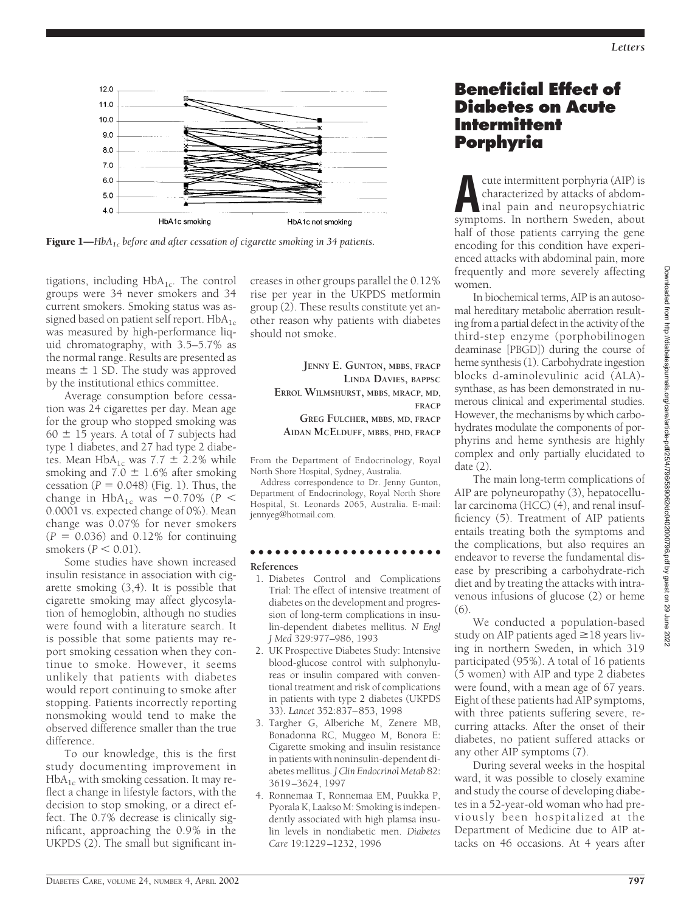**Figure 1**—*$HbA_{1c}$ before and after cessation of cigarette smoking in 34 patients.*

tigations, including $HbA_{1c}$. The control groups were 34 never smokers and 34 current smokers. Smoking status was assigned based on patient self report. $HbA_{1c}$ was measured by high-performance liquid chromatography, with 3.5–5.7% as the normal range. Results are presented as means ± 1 SD. The study was approved by the institutional ethics committee.

Average consumption before cessation was 24 cigarettes per day. Mean age for the group who stopped smoking was 60 ± 15 years. A total of 7 subjects had type 1 diabetes, and 27 had type 2 diabetes. Mean $HbA_{1c}$ was 7.7 ± 2.2% while smoking and 7.0 ± 1.6% after smoking cessation ($P = 0.048$) (Fig. 1). Thus, the change in $HbA_{1c}$ was −0.70% ($P < 0.0001$ vs. expected change of 0%). Mean change was 0.07% for never smokers ($P = 0.036$) and 0.12% for continuing smokers ($P < 0.01$).

Some studies have shown increased insulin resistance in association with cigarette smoking (3,4). It is possible that cigarette smoking may affect glycosylation of hemoglobin, although no studies were found with a literature search. It is possible that some patients may report smoking cessation when they continue to smoke. However, it seems unlikely that patients with diabetes would report continuing to smoke after stopping. Patients incorrectly reporting nonsmoking would tend to make the observed difference smaller than the true difference.

To our knowledge, this is the first study documenting improvement in $HbA_{1c}$ with smoking cessation. It may reflect a change in lifestyle factors, with the decision to stop smoking, or a direct effect. The 0.7% decrease is clinically significant, approaching the 0.9% in the UKPDS (2). The small but significant increases in other groups parallel the 0.12% rise per year in the UKPDS metformin group (2). These results constitute yet another reason why patients with diabetes should not smoke.

JENNY E. GUNTON, MBBS, FRACP
LINDA DAVIES, BAPPSC
ERROL WILMSHURST, MBBS, MRACP, MD, FRACP
GREG FULCHER, MBBS, MD, FRACP
AIDAN MCELDUFF, MBBS, PHD, FRACP

From the Department of Endocrinology, Royal North Shore Hospital, Sydney, Australia.

Address correspondence to Dr. Jenny Gunton, Department of Endocrinology, Royal North Shore Hospital, St. Leonards 2065, Australia. E-mail: jennyeg@hotmail.com.

### References

1. Diabetes Control and Complications Trial: The effect of intensive treatment of diabetes on the development and progression of long-term complications in insulin-dependent diabetes mellitus. *N Engl J Med* 329:977–986, 1993
2. UK Prospective Diabetes Study: Intensive blood-glucose control with sulphonylureas or insulin compared with conventional treatment and risk of complications in patients with type 2 diabetes (UKPDS 33). *Lancet* 352:837–853, 1998
3. Targher G, Alberiche M, Zenere MB, Bonadonna RC, Muggeo M, Bonora E: Cigarette smoking and insulin resistance in patients with noninsulin-dependent diabetes mellitus. *J Clin Endocrinol Metab* 82: 3619–3624, 1997
4. Ronnemaa T, Ronnemaa EM, Puukka P, Pyorala K, Laakso M: Smoking is independently associated with high plamsa insulin levels in nondiabetic men. *Diabetes Care* 19:1229–1232, 1996

# Beneficial Effect of Diabetes on Acute Intermittent Porphyria

Acute intermittent porphyria (AIP) is characterized by attacks of abdominal pain and neuropsychiatric symptoms. In northern Sweden, about half of those patients carrying the gene encoding for this condition have experienced attacks with abdominal pain, more frequently and more severely affecting women.

In biochemical terms, AIP is an autosomal hereditary metabolic aberration resulting from a partial defect in the activity of the third-step enzyme (porphobilinogen deaminase [PBGD]) during the course of heme synthesis (1). Carbohydrate ingestion blocks d-aminolevulinic acid (ALA)-synthase, as has been demonstrated in numerous clinical and experimental studies. However, the mechanisms by which carbohydrates modulate the components of porphyrins and heme synthesis are highly complex and only partially elucidated to date (2).

The main long-term complications of AIP are polyneuropathy (3), hepatocellular carcinoma (HCC) (4), and renal insufficiency (5). Treatment of AIP patients entails treating both the symptoms and the complications, but also requires an endeavor to reverse the fundamental disease by prescribing a carbohydrate-rich diet and by treating the attacks with intravenous infusions of glucose (2) or heme (6).

We conducted a population-based study on AIP patients aged ≥18 years living in northern Sweden, in which 319 participated (95%). A total of 16 patients (5 women) with AIP and type 2 diabetes were found, with a mean age of 67 years. Eight of these patients had AIP symptoms, with three patients suffering severe, recurring attacks. After the onset of their diabetes, no patient suffered attacks or any other AIP symptoms (7).

During several weeks in the hospital ward, it was possible to closely examine and study the course of developing diabetes in a 52-year-old woman who had previously been hospitalized at the Department of Medicine due to AIP attacks on 46 occasions. At 4 years after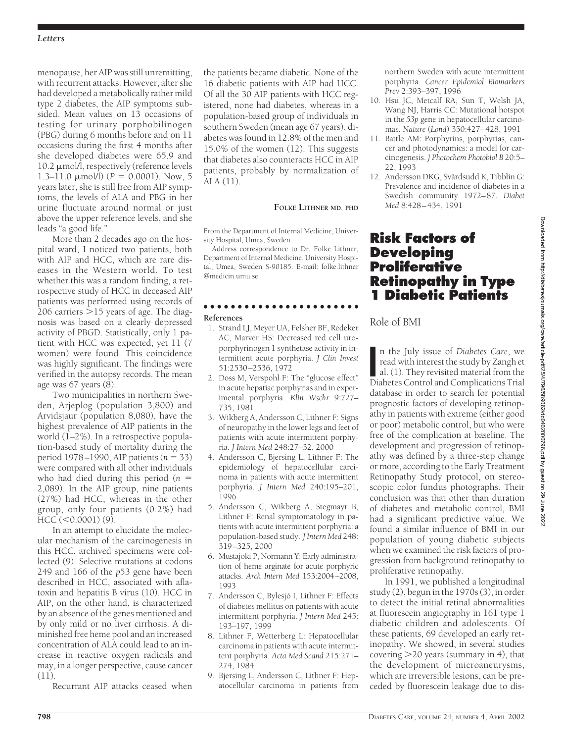menopause, her AIP was still unremitting, with recurrent attacks. However, after she had developed a metabolically rather mild type 2 diabetes, the AIP symptoms subsided. Mean values on 13 occasions of testing for urinary porphobilinogen (PBG) during 6 months before and on 11 occasions during the first 4 months after she developed diabetes were 65.9 and 10.2 μmol/l, respectively (reference levels 1.3–11.0 μmol/l) ($P = 0.0001$). Now, 5 years later, she is still free from AIP symptoms, the levels of ALA and PBG in her urine fluctuate around normal or just above the upper reference levels, and she leads "a good life."

More than 2 decades ago on the hospital ward, I noticed two patients, both with AIP and HCC, which are rare diseases in the Western world. To test whether this was a random finding, a retrospective study of HCC in deceased AIP patients was performed using records of 206 carriers >15 years of age. The diagnosis was based on a clearly depressed activity of PBGD. Statistically, only 1 patient with HCC was expected, yet 11 (7 women) were found. This coincidence was highly significant. The findings were verified in the autopsy records. The mean age was 67 years (8).

Two municipalities in northern Sweden, Arjeplog (population 3,800) and Arvidsjaur (population 8,080), have the highest prevalence of AIP patients in the world (1–2%). In a retrospective population-based study of mortality during the period 1978–1990, AIP patients ($n = 33$) were compared with all other individuals who had died during this period ($n = 2,089$). In the AIP group, nine patients (27%) had HCC, whereas in the other group, only four patients (0.2%) had HCC (<0.0001) (9).

In an attempt to elucidate the molecular mechanism of the carcinogenesis in this HCC, archived specimens were collected (9). Selective mutations at codons 249 and 166 of the *p*53 gene have been described in HCC, associated with aflatoxin and hepatitis B virus (10). HCC in AIP, on the other hand, is characterized by an absence of the genes mentioned and by only mild or no liver cirrhosis. A diminished free heme pool and an increased concentration of ALA could lead to an increase in reactive oxygen radicals and may, in a longer perspective, cause cancer (11).

Recurrant AIP attacks ceased when the patients became diabetic. None of the 16 diabetic patients with AIP had HCC. Of all the 30 AIP patients with HCC registered, none had diabetes, whereas in a population-based group of individuals in southern Sweden (mean age 67 years), diabetes was found in 12.8% of the men and 15.0% of the women (12). This suggests that diabetes also counteracts HCC in AIP patients, probably by normalization of ALA (11).

**FOLKE LITHNER MD, PHD**

From the Department of Internal Medicine, University Hospital, Umea, Sweden.

Address correspondence to Dr. Folke Lithner, Department of Internal Medicine, University Hospital, Umea, Sweden S-90185. E-mail: folke.lithner@medicin.umu.se.

**References**

1. Strand LJ, Meyer UA, Felsher BF, Redeker AC, Marver HS: Decreased red cell uroporphyrinogen 1 synthetase activity in intermittent acute porphyria. *J Clin Invest* 51:2530–2536, 1972
2. Doss M, Verspohl F: The "glucose effect" in acute hepatiac porphyrias and in experimental porphyria. *Klin Wschr* 9:727–735, 1981
3. Wikberg A, Andersson C, Lithner F: Signs of neuropathy in the lower legs and feet of patients with acute intermittent porphyria. *J Intern Med* 248:27–32, 2000
4. Andersson C, Bjersing L, Lithner F: The epidemiology of hepatocellular carcinoma in patients with acute intermittent porphyria. *J Intern Med* 240:195–201, 1996
5. Andersson C, Wikberg A, Stegmayr B, Lithner F: Renal symptomatology in patients with acute intermittent porphyria: a population-based study. *J Intern Med* 248: 319–325, 2000
6. Mustajoki P, Normann Y: Early administration of heme arginate for acute porphyric attacks. *Arch Intern Med* 153:2004–2008, 1993
7. Andersson C, Bylesjö I, Lithner F: Effects of diabetes mellitus on patients with acute intermittent porphyria. *J Intern Med* 245: 193–197, 1999
8. Lithner F, Wetterberg L: Hepatocellular carcinoma in patients with acute intermittent porphyria. *Acta Med Scand* 215:271–274, 1984
9. Bjersing L, Andersson C, Lithner F: Hepatocellular carcinoma in patients from northern Sweden with acute intermittent porphyria. *Cancer Epidemiol Biomarkers Prev* 2:393–397, 1996
10. Hsu JC, Metcalf RA, Sun T, Welsh JA, Wang NJ, Harris CC: Mutational hotspot in the *53p* gene in hepatocellular carcinomas. *Nature (Lond)* 350:427–428, 1991
11. Battle AM: Porphyrins, porphyrias, cancer and photodynamics: a model for carcinogenesis. *J Photochem Photobiol B* 20:5–22, 1993
12. Andersson DKG, Svärdsudd K, Tibblin G: Prevalence and incidence of diabetes in a Swedish community 1972–87. *Diabet Med* 8:428–434, 1991

# Risk Factors of Developing Proliferative Retinopathy in Type 1 Diabetic Patients

## Role of BMI

In the July issue of *Diabetes Care*, we read with interest the study by Zangh et al. (1). They revisited material from the Diabetes Control and Complications Trial database in order to search for potential prognostic factors of developing retinopathy in patients with extreme (either good or poor) metabolic control, but who were free of the complication at baseline. The development and progression of retinopathy was defined by a three-step change or more, according to the Early Treatment Retinopathy Study protocol, on stereoscopic color fundus photographs. Their conclusion was that other than duration of diabetes and metabolic control, BMI had a significant predictive value. We found a similar influence of BMI in our population of young diabetic subjects when we examined the risk factors of progression from background retinopathy to proliferative retinopathy.

In 1991, we published a longitudinal study (2), begun in the 1970s (3), in order to detect the initial retinal abnormalities at fluorescein angiography in 161 type 1 diabetic children and adolescents. Of these patients, 69 developed an early retinopathy. We showed, in several studies covering >20 years (summary in 4), that the development of microaneurysms, which are irreversible lesions, can be preceded by fluorescein leakage due to dis-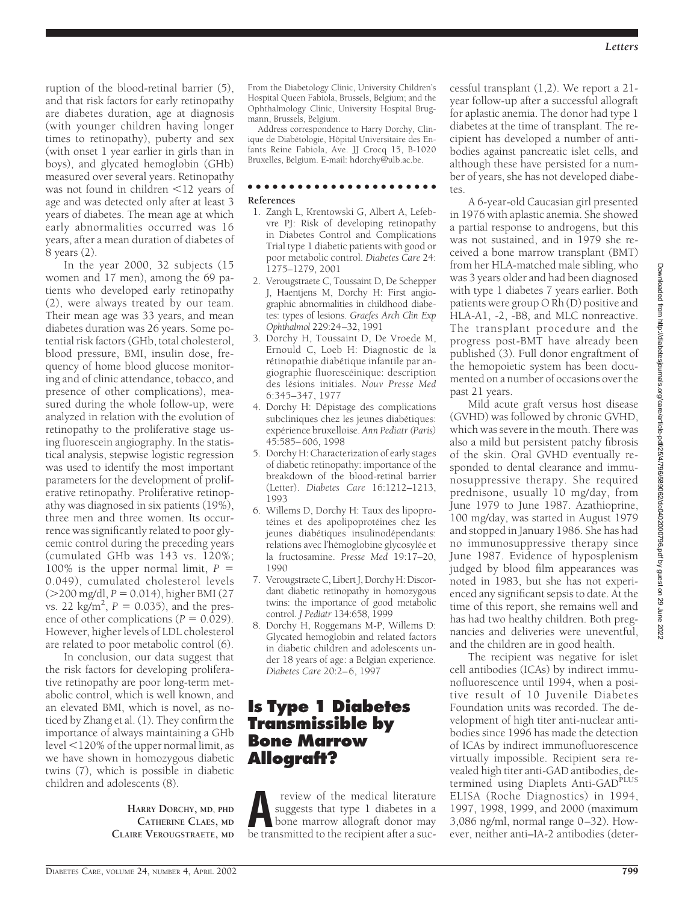ruption of the blood-retinal barrier (5), and that risk factors for early retinopathy are diabetes duration, age at diagnosis (with younger children having longer times to retinopathy), puberty and sex (with onset 1 year earlier in girls than in boys), and glycated hemoglobin (GHb) measured over several years. Retinopathy was not found in children <12 years of age and was detected only after at least 3 years of diabetes. The mean age at which early abnormalities occurred was 16 years, after a mean duration of diabetes of 8 years (2).

In the year 2000, 32 subjects (15 women and 17 men), among the 69 patients who developed early retinopathy (2), were always treated by our team. Their mean age was 33 years, and mean diabetes duration was 26 years. Some potential risk factors (GHb, total cholesterol, blood pressure, BMI, insulin dose, frequency of home blood glucose monitoring and of clinic attendance, tobacco, and presence of other complications), measured during the whole follow-up, were analyzed in relation with the evolution of retinopathy to the proliferative stage using fluorescein angiography. In the statistical analysis, stepwise logistic regression was used to identify the most important parameters for the development of proliferative retinopathy. Proliferative retinopathy was diagnosed in six patients (19%), three men and three women. Its occurrence was significantly related to poor glycemic control during the preceding years (cumulated GHb was 143 vs. 120%; 100% is the upper normal limit, $P = 0.049$), cumulated cholesterol levels (>200 mg/dl, $P = 0.014$), higher BMI (27 vs. 22 kg/m$^2$, $P = 0.035$), and the presence of other complications ($P = 0.029$). However, higher levels of LDL cholesterol are related to poor metabolic control (6).

In conclusion, our data suggest that the risk factors for developing proliferative retinopathy are poor long-term metabolic control, which is well known, and an elevated BMI, which is novel, as noticed by Zhang et al. (1). They confirm the importance of always maintaining a GHb level <120% of the upper normal limit, as we have shown in homozygous diabetic twins (7), which is possible in diabetic children and adolescents (8).

**HARRY DORCHY, MD, PHD**
**CATHERINE CLAES, MD**
**CLAIRE VEROUGSTRAETE, MD**

From the Diabetology Clinic, University Children's Hospital Queen Fabiola, Brussels, Belgium; and the Ophthalmology Clinic, University Hospital Brugmann, Brussels, Belgium.

Address correspondence to Harry Dorchy, Clinique de Diabétologie, Hôpital Universitaire des Enfants Reine Fabiola, Ave. JJ Crocq 15, B-1020 Bruxelles, Belgium. E-mail: hdorchy@ulb.ac.be.

**References**

1. Zangh L, Krentowski G, Albert A, Lefebvre PJ: Risk of developing retinopathy in Diabetes Control and Complications Trial type 1 diabetic patients with good or poor metabolic control. *Diabetes Care* 24: 1275–1279, 2001
2. Verougstraete C, Toussaint D, De Schepper J, Haentjens M, Dorchy H: First angiographic abnormalities in childhood diabetes: types of lesions. *Graefes Arch Clin Exp Ophthalmol* 229:24–32, 1991
3. Dorchy H, Toussaint D, De Vroede M, Ernould C, Loeb H: Diagnostic de la rétinopathie diabétique infantile par angiographie fluorescéinique: description des lésions initiales. *Nouv Presse Med* 6:345–347, 1977
4. Dorchy H: Dépistage des complications subcliniques chez les jeunes diabétiques: expérience bruxelloise. *Ann Pediatr (Paris)* 45:585–606, 1998
5. Dorchy H: Characterization of early stages of diabetic retinopathy: importance of the breakdown of the blood-retinal barrier (Letter). *Diabetes Care* 16:1212–1213, 1993
6. Willems D, Dorchy H: Taux des lipoprotéines et des apolipoprotéines chez les jeunes diabétiques insulinodépendants: relations avec l'hémoglobine glycosylée et la fructosamine. *Presse Med* 19:17–20, 1990
7. Verougstraete C, Libert J, Dorchy H: Discordant diabetic retinopathy in homozygous twins: the importance of good metabolic control. *J Pediatr* 134:658, 1999
8. Dorchy H, Roggemans M-P, Willems D: Glycated hemoglobin and related factors in diabetic children and adolescents under 18 years of age: a Belgian experience. *Diabetes Care* 20:2–6, 1997

# Is Type 1 Diabetes Transmissible by Bone Marrow Allograft?

A review of the medical literature suggests that type 1 diabetes in a bone marrow allograft donor may be transmitted to the recipient after a successful transplant (1,2). We report a 21-year follow-up after a successful allograft for aplastic anemia. The donor had type 1 diabetes at the time of transplant. The recipient has developed a number of antibodies against pancreatic islet cells, and although these have persisted for a number of years, she has not developed diabetes.

A 6-year-old Caucasian girl presented in 1976 with aplastic anemia. She showed a partial response to androgens, but this was not sustained, and in 1979 she received a bone marrow transplant (BMT) from her HLA-matched male sibling, who was 3 years older and had been diagnosed with type 1 diabetes 7 years earlier. Both patients were group O Rh (D) positive and HLA-A1, -2, -B8, and MLC nonreactive. The transplant procedure and the progress post-BMT have already been published (3). Full donor engraftment of the hemopoietic system has been documented on a number of occasions over the past 21 years.

Mild acute graft versus host disease (GVHD) was followed by chronic GVHD, which was severe in the mouth. There was also a mild but persistent patchy fibrosis of the skin. Oral GVHD eventually responded to dental clearance and immunosuppressive therapy. She required prednisone, usually 10 mg/day, from June 1979 to June 1987. Azathioprine, 100 mg/day, was started in August 1979 and stopped in January 1986. She has had no immunosuppressive therapy since June 1987. Evidence of hyposplenism judged by blood film appearances was noted in 1983, but she has not experienced any significant sepsis to date. At the time of this report, she remains well and has had two healthy children. Both pregnancies and deliveries were uneventful, and the children are in good health.

The recipient was negative for islet cell antibodies (ICAs) by indirect immunofluorescence until 1994, when a positive result of 10 Juvenile Diabetes Foundation units was recorded. The development of high titer anti-nuclear antibodies since 1996 has made the detection of ICAs by indirect immunofluorescence virtually impossible. Recipient sera revealed high titer anti-GAD antibodies, determined using Diaplets Anti-GAD$^{PLUS}$ ELISA (Roche Diagnostics) in 1994, 1997, 1998, 1999, and 2000 (maximum 3,086 ng/ml, normal range 0–32). However, neither anti–IA-2 antibodies (deter-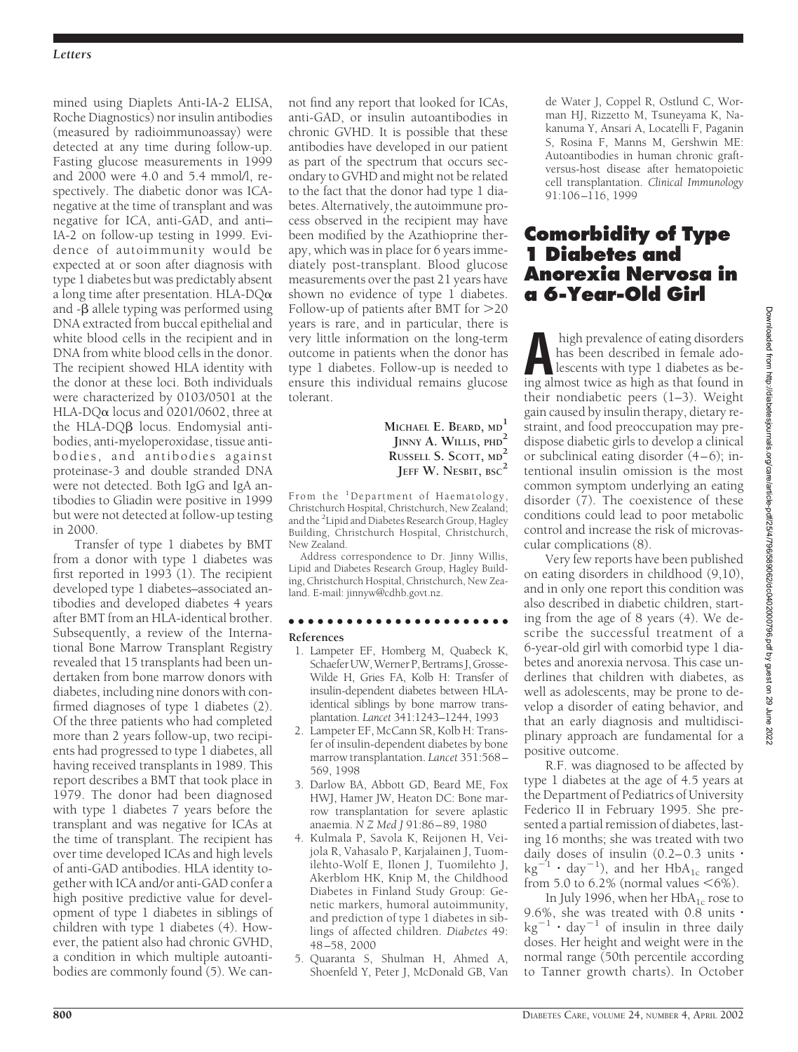mined using Diaplets Anti-IA-2 ELISA, Roche Diagnostics) nor insulin antibodies (measured by radioimmunoassay) were detected at any time during follow-up. Fasting glucose measurements in 1999 and 2000 were 4.0 and 5.4 mmol/l, respectively. The diabetic donor was ICA-negative at the time of transplant and was negative for ICA, anti-GAD, and anti–IA-2 on follow-up testing in 1999. Evidence of autoimmunity would be expected at or soon after diagnosis with type 1 diabetes but was predictably absent a long time after presentation. HLA-DQα and -β allele typing was performed using DNA extracted from buccal epithelial and white blood cells in the recipient and in DNA from white blood cells in the donor. The recipient showed HLA identity with the donor at these loci. Both individuals were characterized by 0103/0501 at the HLA-DQα locus and 0201/0602, three at the HLA-DQβ locus. Endomysial antibodies, anti-myeloperoxidase, tissue antibodies, and antibodies against proteinase-3 and double stranded DNA were not detected. Both IgG and IgA antibodies to Gliadin were positive in 1999 but were not detected at follow-up testing in 2000.

Transfer of type 1 diabetes by BMT from a donor with type 1 diabetes was first reported in 1993 (1). The recipient developed type 1 diabetes–associated antibodies and developed diabetes 4 years after BMT from an HLA-identical brother. Subsequently, a review of the International Bone Marrow Transplant Registry revealed that 15 transplants had been undertaken from bone marrow donors with diabetes, including nine donors with confirmed diagnoses of type 1 diabetes (2). Of the three patients who had completed more than 2 years follow-up, two recipients had progressed to type 1 diabetes, all having received transplants in 1989. This report describes a BMT that took place in 1979. The donor had been diagnosed with type 1 diabetes 7 years before the transplant and was negative for ICAs at the time of transplant. The recipient has over time developed ICAs and high levels of anti-GAD antibodies. HLA identity together with ICA and/or anti-GAD confer a high positive predictive value for development of type 1 diabetes in siblings of children with type 1 diabetes (4). However, the patient also had chronic GVHD, a condition in which multiple autoantibodies are commonly found (5). We cannot find any report that looked for ICAs, anti-GAD, or insulin autoantibodies in chronic GVHD. It is possible that these antibodies have developed in our patient as part of the spectrum that occurs secondary to GVHD and might not be related to the fact that the donor had type 1 diabetes. Alternatively, the autoimmune process observed in the recipient may have been modified by the Azathioprine therapy, which was in place for 6 years immediately post-transplant. Blood glucose measurements over the past 21 years have shown no evidence of type 1 diabetes. Follow-up of patients after BMT for >20 years is rare, and in particular, there is very little information on the long-term outcome in patients when the donor has type 1 diabetes. Follow-up is needed to ensure this individual remains glucose tolerant.

**MICHAEL E. BEARD, MD[1]**
**JINNY A. WILLIS, PHD[2]**
**RUSSELL S. SCOTT, MD[2]**
**JEFF W. NESBIT, BSC[2]**

From the [1]Department of Haematology, Christchurch Hospital, Christchurch, New Zealand; and the [2]Lipid and Diabetes Research Group, Hagley Building, Christchurch Hospital, Christchurch, New Zealand.

Address correspondence to Dr. Jinny Willis, Lipid and Diabetes Research Group, Hagley Building, Christchurch Hospital, Christchurch, New Zealand. E-mail: jinnyw@cdhb.govt.nz.

**References**

1. Lampeter EF, Homberg M, Quabeck K, Schaefer UW, Werner P, Bertrams J, Grosse-Wilde H, Gries FA, Kolb H: Transfer of insulin-dependent diabetes between HLA-identical siblings by bone marrow transplantation. *Lancet* 341:1243–1244, 1993
2. Lampeter EF, McCann SR, Kolb H: Transfer of insulin-dependent diabetes by bone marrow transplantation. *Lancet* 351:568–569, 1998
3. Darlow BA, Abbott GD, Beard ME, Fox HWJ, Hamer JW, Heaton DC: Bone marrow transplantation for severe aplastic anaemia. *N Z Med J* 91:86–89, 1980
4. Kulmala P, Savola K, Reijonen H, Veijola R, Vahasalo P, Karjalainen J, Tuomilehto-Wolf E, Ilonen J, Tuomilehto J, Akerblom HK, Knip M, the Childhood Diabetes in Finland Study Group: Genetic markers, humoral autoimmunity, and prediction of type 1 diabetes in siblings of affected children. *Diabetes* 49: 48–58, 2000
5. Quaranta S, Shulman H, Ahmed A, Shoenfeld Y, Peter J, McDonald GB, Van de Water J, Coppel R, Ostlund C, Worman HJ, Rizzetto M, Tsuneyama K, Nakanuma Y, Ansari A, Locatelli F, Paganin S, Rosina F, Manns M, Gershwin ME: Autoantibodies in human chronic graft-versus-host disease after hematopoietic cell transplantation. *Clinical Immunology* 91:106–116, 1999

# Comorbidity of Type 1 Diabetes and Anorexia Nervosa in a 6-Year-Old Girl

A high prevalence of eating disorders has been described in female adolescents with type 1 diabetes as being almost twice as high as that found in their nondiabetic peers (1–3). Weight gain caused by insulin therapy, dietary restraint, and food preoccupation may predispose diabetic girls to develop a clinical or subclinical eating disorder (4–6); intentional insulin omission is the most common symptom underlying an eating disorder (7). The coexistence of these conditions could lead to poor metabolic control and increase the risk of microvascular complications (8).

Very few reports have been published on eating disorders in childhood (9,10), and in only one report this condition was also described in diabetic children, starting from the age of 8 years (4). We describe the successful treatment of a 6-year-old girl with comorbid type 1 diabetes and anorexia nervosa. This case underlines that children with diabetes, as well as adolescents, may be prone to develop a disorder of eating behavior, and that an early diagnosis and multidisciplinary approach are fundamental for a positive outcome.

R.F. was diagnosed to be affected by type 1 diabetes at the age of 4.5 years at the Department of Pediatrics of University Federico II in February 1995. She presented a partial remission of diabetes, lasting 16 months; she was treated with two daily doses of insulin (0.2–0.3 units $\cdot$ $kg^{-1}$ $\cdot$ $day^{-1}$), and her $HbA_{1c}$ ranged from 5.0 to 6.2% (normal values <6%).

In July 1996, when her $HbA_{1c}$ rose to 9.6%, she was treated with 0.8 units $\cdot$ $kg^{-1}$ $\cdot$ $day^{-1}$ of insulin in three daily doses. Her height and weight were in the normal range (50th percentile according to Tanner growth charts). In October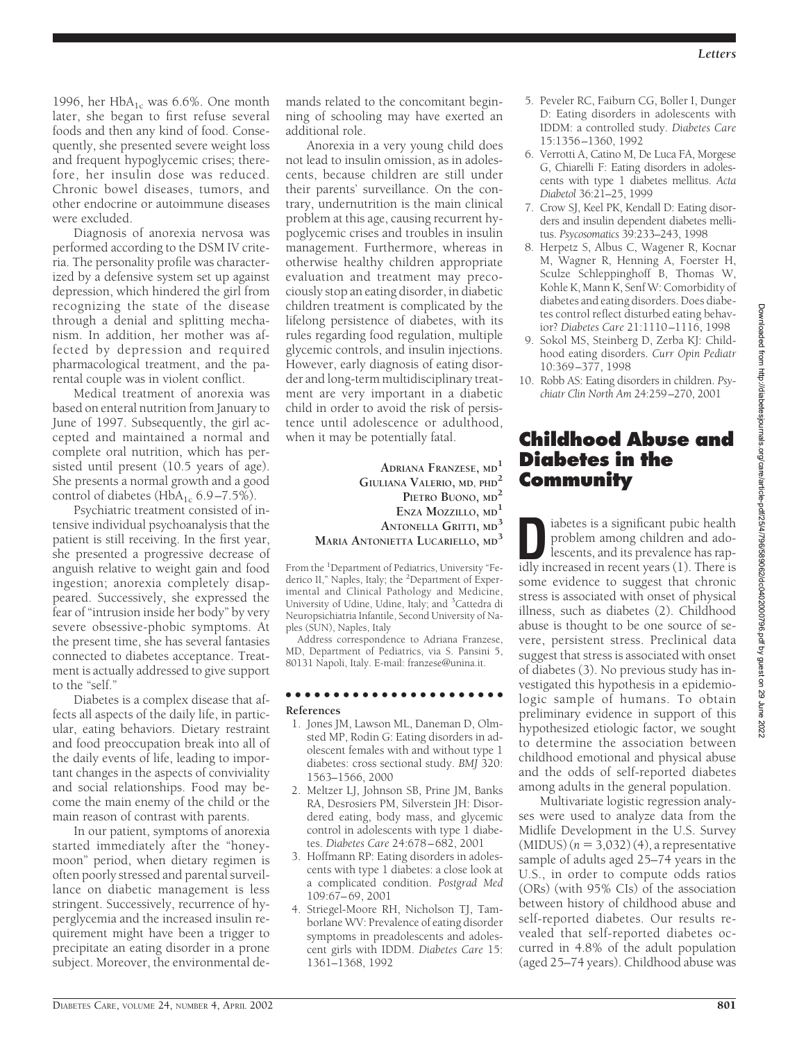1996, her $HbA_{1c}$ was 6.6%. One month later, she began to first refuse several foods and then any kind of food. Consequently, she presented severe weight loss and frequent hypoglycemic crises; therefore, her insulin dose was reduced. Chronic bowel diseases, tumors, and other endocrine or autoimmune diseases were excluded.

Diagnosis of anorexia nervosa was performed according to the DSM IV criteria. The personality profile was characterized by a defensive system set up against depression, which hindered the girl from recognizing the state of the disease through a denial and splitting mechanism. In addition, her mother was affected by depression and required pharmacological treatment, and the parental couple was in violent conflict.

Medical treatment of anorexia was based on enteral nutrition from January to June of 1997. Subsequently, the girl accepted and maintained a normal and complete oral nutrition, which has persisted until present (10.5 years of age). She presents a normal growth and a good control of diabetes ($HbA_{1c}$ 6.9–7.5%).

Psychiatric treatment consisted of intensive individual psychoanalysis that the patient is still receiving. In the first year, she presented a progressive decrease of anguish relative to weight gain and food ingestion; anorexia completely disappeared. Successively, she expressed the fear of "intrusion inside her body" by very severe obsessive-phobic symptoms. At the present time, she has several fantasies connected to diabetes acceptance. Treatment is actually addressed to give support to the "self."

Diabetes is a complex disease that affects all aspects of the daily life, in particular, eating behaviors. Dietary restraint and food preoccupation break into all of the daily events of life, leading to important changes in the aspects of conviviality and social relationships. Food may become the main enemy of the child or the main reason of contrast with parents.

In our patient, symptoms of anorexia started immediately after the "honeymoon" period, when dietary regimen is often poorly stressed and parental surveillance on diabetic management is less stringent. Successively, recurrence of hyperglycemia and the increased insulin requirement might have been a trigger to precipitate an eating disorder in a prone subject. Moreover, the environmental demands related to the concomitant beginning of schooling may have exerted an additional role.

Anorexia in a very young child does not lead to insulin omission, as in adolescents, because children are still under their parents' surveillance. On the contrary, undernutrition is the main clinical problem at this age, causing recurrent hypoglycemic crises and troubles in insulin management. Furthermore, whereas in otherwise healthy children appropriate evaluation and treatment may precociously stop an eating disorder, in diabetic children treatment is complicated by the lifelong persistence of diabetes, with its rules regarding food regulation, multiple glycemic controls, and insulin injections. However, early diagnosis of eating disorder and long-term multidisciplinary treatment are very important in a diabetic child in order to avoid the risk of persistence until adolescence or adulthood, when it may be potentially fatal.

**Adriana Franzese, md**[1]
**Giuliana Valerio, md, phd**[2]
**Pietro Buono, md**[2]
**Enza Mozzillo, md**[1]
**Antonella Gritti, md**[3]
**Maria Antonietta Lucariello, md**[3]

From the [1]Department of Pediatrics, University "Federico II," Naples, Italy; the [2]Department of Experimental and Clinical Pathology and Medicine, University of Udine, Udine, Italy; and [3]Cattedra di Neuropsichiatria Infantile, Second University of Naples (SUN), Naples, Italy

Address correspondence to Adriana Franzese, MD, Department of Pediatrics, via S. Pansini 5, 80131 Napoli, Italy. E-mail: franzese@unina.it.

**References**

1. Jones JM, Lawson ML, Daneman D, Olmsted MP, Rodin G: Eating disorders in adolescent females with and without type 1 diabetes: cross sectional study. *BMJ* 320: 1563–1566, 2000
2. Meltzer LJ, Johnson SB, Prine JM, Banks RA, Desrosiers PM, Silverstein JH: Disordered eating, body mass, and glycemic control in adolescents with type 1 diabetes. *Diabetes Care* 24:678–682, 2001
3. Hoffmann RP: Eating disorders in adolescents with type 1 diabetes: a close look at a complicated condition. *Postgrad Med* 109:67–69, 2001
4. Striegel-Moore RH, Nicholson TJ, Tamborlane WV: Prevalence of eating disorder symptoms in preadolescents and adolescent girls with IDDM. *Diabetes Care* 15: 1361–1368, 1992
5. Peveler RC, Faiburn CG, Boller I, Dunger D: Eating disorders in adolescents with IDDM: a controlled study. *Diabetes Care* 15:1356–1360, 1992
6. Verrotti A, Catino M, De Luca FA, Morgese G, Chiarelli F: Eating disorders in adolescents with type 1 diabetes mellitus. *Acta Diabetol* 36:21–25, 1999
7. Crow SJ, Keel PK, Kendall D: Eating disorders and insulin dependent diabetes mellitus. *Psycosomatics* 39:233–243, 1998
8. Herpetz S, Albus C, Wagener R, Kocnar M, Wagner R, Henning A, Foerster H, Sculze Schleppinghoff B, Thomas W, Kohle K, Mann K, Senf W: Comorbidity of diabetes and eating disorders. Does diabetes control reflect disturbed eating behavior? *Diabetes Care* 21:1110–1116, 1998
9. Sokol MS, Steinberg D, Zerba KJ: Childhood eating disorders. *Curr Opin Pediatr* 10:369–377, 1998
10. Robb AS: Eating disorders in children. *Psychiatr Clin North Am* 24:259–270, 2001

# Childhood Abuse and Diabetes in the Community

Diabetes is a significant pubic health problem among children and adolescents, and its prevalence has rapidly increased in recent years (1). There is some evidence to suggest that chronic stress is associated with onset of physical illness, such as diabetes (2). Childhood abuse is thought to be one source of severe, persistent stress. Preclinical data suggest that stress is associated with onset of diabetes (3). No previous study has investigated this hypothesis in a epidemiologic sample of humans. To obtain preliminary evidence in support of this hypothesized etiologic factor, we sought to determine the association between childhood emotional and physical abuse and the odds of self-reported diabetes among adults in the general population.

Multivariate logistic regression analyses were used to analyze data from the Midlife Development in the U.S. Survey (MIDUS) ($n = 3,032$) (4), a representative sample of adults aged 25–74 years in the U.S., in order to compute odds ratios (ORs) (with 95% CIs) of the association between history of childhood abuse and self-reported diabetes. Our results revealed that self-reported diabetes occurred in 4.8% of the adult population (aged 25–74 years). Childhood abuse was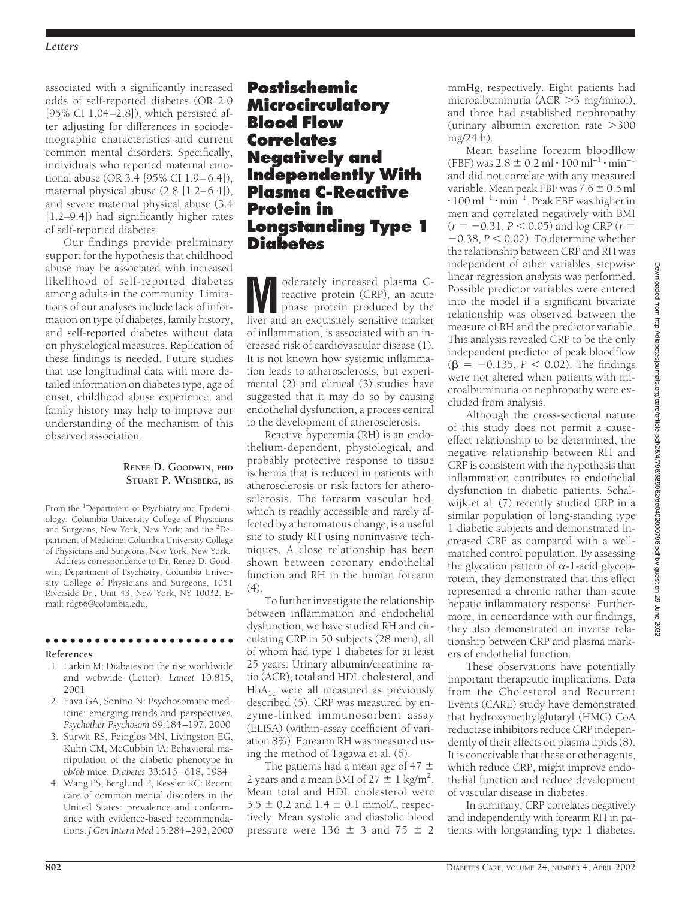associated with a significantly increased odds of self-reported diabetes (OR 2.0 [95% CI 1.04–2.8]), which persisted after adjusting for differences in sociodemographic characteristics and current common mental disorders. Specifically, individuals who reported maternal emotional abuse (OR 3.4 [95% CI 1.9–6.4]), maternal physical abuse (2.8 [1.2–6.4]), and severe maternal physical abuse (3.4 [1.2–9.4]) had significantly higher rates of self-reported diabetes.

Our findings provide preliminary support for the hypothesis that childhood abuse may be associated with increased likelihood of self-reported diabetes among adults in the community. Limitations of our analyses include lack of information on type of diabetes, family history, and self-reported diabetes without data on physiological measures. Replication of these findings is needed. Future studies that use longitudinal data with more detailed information on diabetes type, age of onset, childhood abuse experience, and family history may help to improve our understanding of the mechanism of this observed association.

**RENEE D. GOODWIN, PHD**
**STUART P. WEISBERG, BS**

From the [1]Department of Psychiatry and Epidemiology, Columbia University College of Physicians and Surgeons, New York, New York; and the [2]Department of Medicine, Columbia University College of Physicians and Surgeons, New York, New York.

Address correspondence to Dr. Renee D. Goodwin, Department of Psychiatry, Columbia University College of Physicians and Surgeons, 1051 Riverside Dr., Unit 43, New York, NY 10032. E-mail: rdg66@columbia.edu.

**References**

1. Larkin M: Diabetes on the rise worldwide and webwide (Letter). *Lancet* 10:815, 2001
2. Fava GA, Sonino N: Psychosomatic medicine: emerging trends and perspectives. *Psychother Psychosom* 69:184–197, 2000
3. Surwit RS, Feinglos MN, Livingston EG, Kuhn CM, McCubbin JA: Behavioral manipulation of the diabetic phenotype in *ob/ob* mice. *Diabetes* 33:616–618, 1984
4. Wang PS, Berglund P, Kessler RC: Recent care of common mental disorders in the United States: prevalence and conformance with evidence-based recommendations. *J Gen Intern Med* 15:284–292, 2000

# Postischemic Microcirculatory Blood Flow Correlates Negatively and Independently With Plasma C-Reactive Protein in Longstanding Type 1 Diabetes

Moderately increased plasma C-reactive protein (CRP), an acute phase protein produced by the liver and an exquisitely sensitive marker of inflammation, is associated with an increased risk of cardiovascular disease (1). It is not known how systemic inflammation leads to atherosclerosis, but experimental (2) and clinical (3) studies have suggested that it may do so by causing endothelial dysfunction, a process central to the development of atherosclerosis.

Reactive hyperemia (RH) is an endothelium-dependent, physiological, and probably protective response to tissue ischemia that is reduced in patients with atherosclerosis or risk factors for atherosclerosis. The forearm vascular bed, which is readily accessible and rarely affected by atheromatous change, is a useful site to study RH using noninvasive techniques. A close relationship has been shown between coronary endothelial function and RH in the human forearm (4).

To further investigate the relationship between inflammation and endothelial dysfunction, we have studied RH and circulating CRP in 50 subjects (28 men), all of whom had type 1 diabetes for at least 25 years. Urinary albumin/creatinine ratio (ACR), total and HDL cholesterol, and $HbA_{1c}$ were all measured as previously described (5). CRP was measured by enzyme-linked immunosorbent assay (ELISA) (within-assay coefficient of variation 8%). Forearm RH was measured using the method of Tagawa et al. (6).

The patients had a mean age of 47 ± 2 years and a mean BMI of 27 ± 1 kg/$m^2$. Mean total and HDL cholesterol were 5.5 ± 0.2 and 1.4 ± 0.1 mmol/l, respectively. Mean systolic and diastolic blood pressure were 136 ± 3 and 75 ± 2 mmHg, respectively. Eight patients had microalbuminuria (ACR >3 mg/mmol), and three had established nephropathy (urinary albumin excretion rate >300 mg/24 h).

Mean baseline forearm bloodflow (FBF) was 2.8 ± 0.2 ml · 100 $ml^{-1}$ · $min^{-1}$ and did not correlate with any measured variable. Mean peak FBF was 7.6 ± 0.5 ml · 100 $ml^{-1}$ · $min^{-1}$. Peak FBF was higher in men and correlated negatively with BMI ($r = -0.31$, $P < 0.05$) and log CRP ($r = -0.38$, $P < 0.02$). To determine whether the relationship between CRP and RH was independent of other variables, stepwise linear regression analysis was performed. Possible predictor variables were entered into the model if a significant bivariate relationship was observed between the measure of RH and the predictor variable. This analysis revealed CRP to be the only independent predictor of peak bloodflow ($\beta = -0.135$, $P < 0.02$). The findings were not altered when patients with microalbuminuria or nephropathy were excluded from analysis.

Although the cross-sectional nature of this study does not permit a cause-effect relationship to be determined, the negative relationship between RH and CRP is consistent with the hypothesis that inflammation contributes to endothelial dysfunction in diabetic patients. Schalwijk et al. (7) recently studied CRP in a similar population of long-standing type 1 diabetic subjects and demonstrated increased CRP as compared with a well-matched control population. By assessing the glycation pattern of α-1-acid glycoprotein, they demonstrated that this effect represented a chronic rather than acute hepatic inflammatory response. Furthermore, in concordance with our findings, they also demonstrated an inverse relationship between CRP and plasma markers of endothelial function.

These observations have potentially important therapeutic implications. Data from the Cholesterol and Recurrent Events (CARE) study have demonstrated that hydroxymethylglutaryl (HMG) CoA reductase inhibitors reduce CRP independently of their effects on plasma lipids (8). It is conceivable that these or other agents, which reduce CRP, might improve endothelial function and reduce development of vascular disease in diabetes.

In summary, CRP correlates negatively and independently with forearm RH in patients with longstanding type 1 diabetes.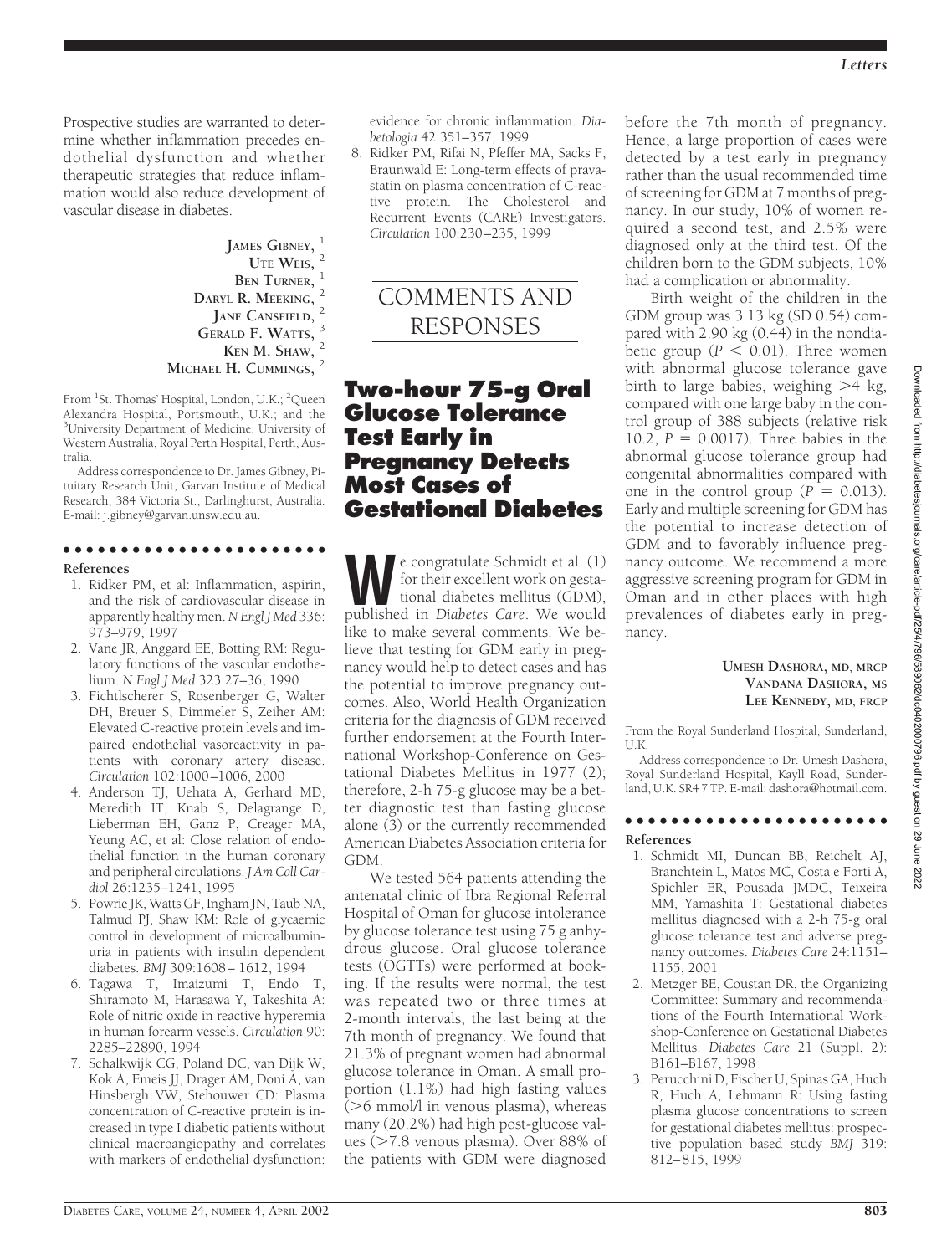Prospective studies are warranted to determine whether inflammation precedes endothelial dysfunction and whether therapeutic strategies that reduce inflammation would also reduce development of vascular disease in diabetes.

**JAMES GIBNEY,** [1]
**UTE WEIS,** [2]
**BEN TURNER,** [1]
**DARYL R. MEEKING,** [2]
**JANE CANSFIELD,** [2]
**GERALD F. WATTS,** [3]
**KEN M. SHAW,** [2]
**MICHAEL H. CUMMINGS,** [2]

From [1]St. Thomas' Hospital, London, U.K.; [2]Queen Alexandra Hospital, Portsmouth, U.K.; and the [3]University Department of Medicine, University of Western Australia, Royal Perth Hospital, Perth, Australia.

Address correspondence to Dr. James Gibney, Pituitary Research Unit, Garvan Institute of Medical Research, 384 Victoria St., Darlinghurst, Australia. E-mail: j.gibney@garvan.unsw.edu.au.

### References

1. Ridker PM, et al: Inflammation, aspirin, and the risk of cardiovascular disease in apparently healthy men. *N Engl J Med* 336: 973–979, 1997
2. Vane JR, Anggard EE, Botting RM: Regulatory functions of the vascular endothelium. *N Engl J Med* 323:27–36, 1990
3. Fichtlscherer S, Rosenberger G, Walter DH, Breuer S, Dimmeler S, Zeiher AM: Elevated C-reactive protein levels and impaired endothelial vasoreactivity in patients with coronary artery disease. *Circulation* 102:1000–1006, 2000
4. Anderson TJ, Uehata A, Gerhard MD, Meredith IT, Knab S, Delagrange D, Lieberman EH, Ganz P, Creager MA, Yeung AC, et al: Close relation of endothelial function in the human coronary and peripheral circulations. *J Am Coll Cardiol* 26:1235–1241, 1995
5. Powrie JK, Watts GF, Ingham JN, Taub NA, Talmud PJ, Shaw KM: Role of glycaemic control in development of microalbuminuria in patients with insulin dependent diabetes. *BMJ* 309:1608–1612, 1994
6. Tagawa T, Imaizumi T, Endo T, Shiramoto M, Harasawa Y, Takeshita A: Role of nitric oxide in reactive hyperemia in human forearm vessels. *Circulation* 90: 2285–22890, 1994
7. Schalkwijk CG, Poland DC, van Dijk W, Kok A, Emeis JJ, Drager AM, Doni A, van Hinsbergh VW, Stehouwer CD: Plasma concentration of C-reactive protein is increased in type I diabetic patients without clinical macroangiopathy and correlates with markers of endothelial dysfunction: evidence for chronic inflammation. *Diabetologia* 42:351–357, 1999
8. Ridker PM, Rifai N, Pfeffer MA, Sacks F, Braunwald E: Long-term effects of pravastatin on plasma concentration of C-reactive protein. The Cholesterol and Recurrent Events (CARE) Investigators. *Circulation* 100:230–235, 1999

# COMMENTS AND RESPONSES

## Two-hour 75-g Oral Glucose Tolerance Test Early in Pregnancy Detects Most Cases of Gestational Diabetes

We congratulate Schmidt et al. (1) for their excellent work on gestational diabetes mellitus (GDM), published in *Diabetes Care*. We would like to make several comments. We believe that testing for GDM early in pregnancy would help to detect cases and has the potential to improve pregnancy outcomes. Also, World Health Organization criteria for the diagnosis of GDM received further endorsement at the Fourth International Workshop-Conference on Gestational Diabetes Mellitus in 1977 (2); therefore, 2-h 75-g glucose may be a better diagnostic test than fasting glucose alone (3) or the currently recommended American Diabetes Association criteria for GDM.

We tested 564 patients attending the antenatal clinic of Ibra Regional Referral Hospital of Oman for glucose intolerance by glucose tolerance test using 75 g anhydrous glucose. Oral glucose tolerance tests (OGTTs) were performed at booking. If the results were normal, the test was repeated two or three times at 2-month intervals, the last being at the 7th month of pregnancy. We found that 21.3% of pregnant women had abnormal glucose tolerance in Oman. A small proportion (1.1%) had high fasting values (>6 mmol/l in venous plasma), whereas many (20.2%) had high post-glucose values (>7.8 venous plasma). Over 88% of the patients with GDM were diagnosed before the 7th month of pregnancy. Hence, a large proportion of cases were detected by a test early in pregnancy rather than the usual recommended time of screening for GDM at 7 months of pregnancy. In our study, 10% of women required a second test, and 2.5% were diagnosed only at the third test. Of the children born to the GDM subjects, 10% had a complication or abnormality.

Birth weight of the children in the GDM group was 3.13 kg (SD 0.54) compared with 2.90 kg (0.44) in the nondiabetic group ($P < 0.01$). Three women with abnormal glucose tolerance gave birth to large babies, weighing >4 kg, compared with one large baby in the control group of 388 subjects (relative risk 10.2, $P = 0.0017$). Three babies in the abnormal glucose tolerance group had congenital abnormalities compared with one in the control group ($P = 0.013$). Early and multiple screening for GDM has the potential to increase detection of GDM and to favorably influence pregnancy outcome. We recommend a more aggressive screening program for GDM in Oman and in other places with high prevalences of diabetes early in pregnancy.

**UMESH DASHORA, MD, MRCP**
**VANDANA DASHORA, MS**
**LEE KENNEDY, MD, FRCP**

From the Royal Sunderland Hospital, Sunderland, U.K.

Address correspondence to Dr. Umesh Dashora, Royal Sunderland Hospital, Kayll Road, Sunderland, U.K. SR4 7 TP. E-mail: dashora@hotmail.com.

### References

1. Schmidt MI, Duncan BB, Reichelt AJ, Branchtein L, Matos MC, Costa e Forti A, Spichler ER, Pousada JMDC, Teixeira MM, Yamashita T: Gestational diabetes mellitus diagnosed with a 2-h 75-g oral glucose tolerance test and adverse pregnancy outcomes. *Diabetes Care* 24:1151–1155, 2001
2. Metzger BE, Coustan DR, the Organizing Committee: Summary and recommendations of the Fourth International Workshop-Conference on Gestational Diabetes Mellitus. *Diabetes Care* 21 (Suppl. 2): B161–B167, 1998
3. Perucchini D, Fischer U, Spinas GA, Huch R, Huch A, Lehmann R: Using fasting plasma glucose concentrations to screen for gestational diabetes mellitus: prospective population based study *BMJ* 319: 812–815, 1999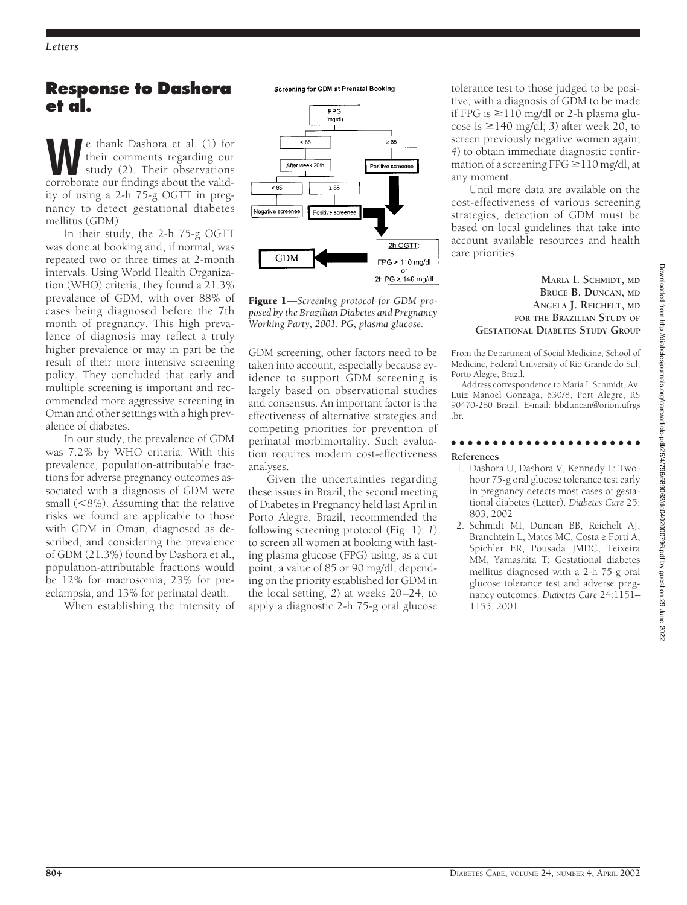# Response to Dashora et al.

We thank Dashora et al. (1) for their comments regarding our study (2). Their observations corroborate our findings about the validity of using a 2-h 75-g OGTT in pregnancy to detect gestational diabetes mellitus (GDM).

In their study, the 2-h 75-g OGTT was done at booking and, if normal, was repeated two or three times at 2-month intervals. Using World Health Organization (WHO) criteria, they found a 21.3% prevalence of GDM, with over 88% of cases being diagnosed before the 7th month of pregnancy. This high prevalence of diagnosis may reflect a truly higher prevalence or may in part be the result of their more intensive screening policy. They concluded that early and multiple screening is important and recommended more aggressive screening in Oman and other settings with a high prevalence of diabetes.

In our study, the prevalence of GDM was 7.2% by WHO criteria. With this prevalence, population-attributable fractions for adverse pregnancy outcomes associated with a diagnosis of GDM were small (<8%). Assuming that the relative risks we found are applicable to those with GDM in Oman, diagnosed as described, and considering the prevalence of GDM (21.3%) found by Dashora et al., population-attributable fractions would be 12% for macrosomia, 23% for pre-eclampsia, and 13% for perinatal death.

When establishing the intensity of GDM screening, other factors need to be taken into account, especially because evidence to support GDM screening is largely based on observational studies and consensus. An important factor is the effectiveness of alternative strategies and competing priorities for prevention of perinatal morbimortality. Such evaluation requires modern cost-effectiveness analyses.

Given the uncertainties regarding these issues in Brazil, the second meeting of Diabetes in Pregnancy held last April in Porto Alegre, Brazil, recommended the following screening protocol (Fig. 1): *1*) to screen all women at booking with fasting plasma glucose (FPG) using, as a cut point, a value of 85 or 90 mg/dl, depending on the priority established for GDM in the local setting; *2*) at weeks 20–24, to apply a diagnostic 2-h 75-g oral glucose tolerance test to those judged to be positive, with a diagnosis of GDM to be made if FPG is ≥110 mg/dl or 2-h plasma glucose is ≥140 mg/dl; *3*) after week 20, to screen previously negative women again; *4*) to obtain immediate diagnostic confirmation of a screening FPG ≥110 mg/dl, at any moment.

Until more data are available on the cost-effectiveness of various screening strategies, detection of GDM must be based on local guidelines that take into account available resources and health care priorities.

Screening for GDM at Prenatal Booking

FPG (mg/dl)

< 85

≥ 85

After week 20th

Positive screenee

< 85

≥ 85

Negative screenee

Positive screenee

2h OGTT:

FPG ≥ 110 mg/dl

or

2h PG ≥ 140 mg/dl

GDM

**Figure 1**—*Screening protocol for GDM proposed by the Brazilian Diabetes and Pregnancy Working Party, 2001. PG, plasma glucose.*

**Maria I. Schmidt, md**
**Bruce B. Duncan, md**
**Angela J. Reichelt, md**
**for the Brazilian Study of Gestational Diabetes Study Group**

From the Department of Social Medicine, School of Medicine, Federal University of Rio Grande do Sul, Porto Alegre, Brazil.

Address correspondence to Maria I. Schmidt, Av. Luiz Manoel Gonzaga, 630/8, Port Alegre, RS 90470-280 Brazil. E-mail: bbduncan@orion.ufrgs.br.

## References

1. Dashora U, Dashora V, Kennedy L: Two-hour 75-g oral glucose tolerance test early in pregnancy detects most cases of gestational diabetes (Letter). *Diabetes Care* 25: 803, 2002
2. Schmidt MI, Duncan BB, Reichelt AJ, Branchtein L, Matos MC, Costa e Forti A, Spichler ER, Pousada JMDC, Teixeira MM, Yamashita T: Gestational diabetes mellitus diagnosed with a 2-h 75-g oral glucose tolerance test and adverse pregnancy outcomes. *Diabetes Care* 24:1151–1155, 2001